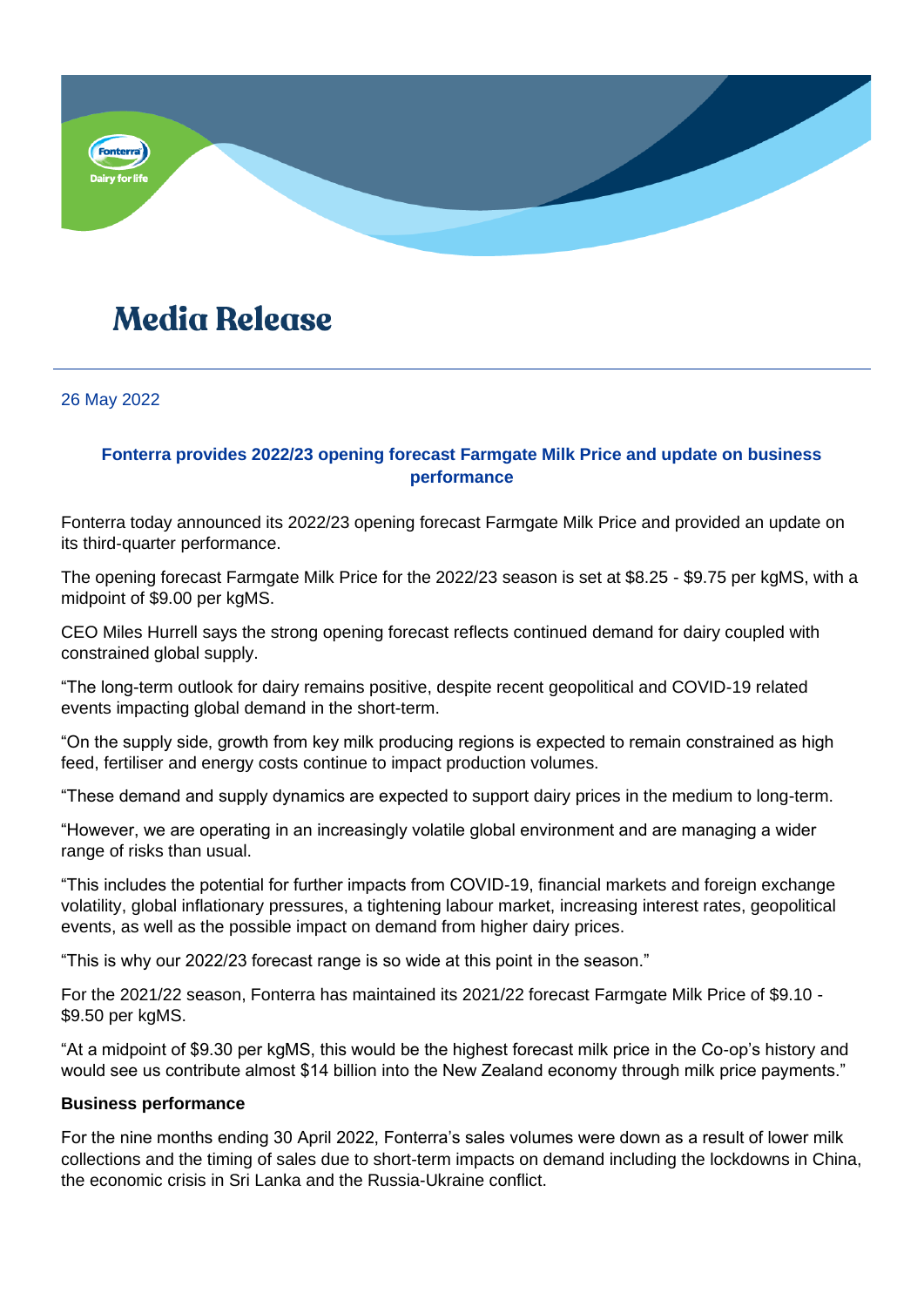# Media Release

26 May 2022

## Fonterra provides 2022/23 opening forecast Farmgate Milk Price and update on business performance

Fonterra today announced its 2022/23 opening forecast Farmgate Milk Price and provided an update on its third-quarter performance.

The opening forecast Farmgate Milk Price for the 2022/23 season is set at $8.25 - $9.75 per kgMS, with a midpoint of $9.00 per kgMS.

CEO Miles Hurrell says the strong opening forecast reflects continued demand for dairy coupled with constrained global supply.

"The long-term outlook for dairy remains positive, despite recent geopolitical and COVID-19 related events impacting global demand in the short-term.

"On the supply side, growth from key milk producing regions is expected to remain constrained as high feed, fertiliser and energy costs continue to impact production volumes.

"These demand and supply dynamics are expected to support dairy prices in the medium to long-term.

"However, we are operating in an increasingly volatile global environment and are managing a wider range of risks than usual.

"This includes the potential for further impacts from COVID-19, financial markets and foreign exchange volatility, global inflationary pressures, a tightening labour market, increasing interest rates, geopolitical events, as well as the possible impact on demand from higher dairy prices.

"This is why our 2022/23 forecast range is so wide at this point in the season."

For the 2021/22 season, Fonterra has maintained its 2021/22 forecast Farmgate Milk Price of $9.10 - $9.50 per kgMS.

"At a midpoint of $9.30 per kgMS, this would be the highest forecast milk price in the Co-op's history and would see us contribute almost $14 billion into the New Zealand economy through milk price payments."

**Business performance**

For the nine months ending 30 April 2022, Fonterra's sales volumes were down as a result of lower milk collections and the timing of sales due to short-term impacts on demand including the lockdowns in China, the economic crisis in Sri Lanka and the Russia-Ukraine conflict.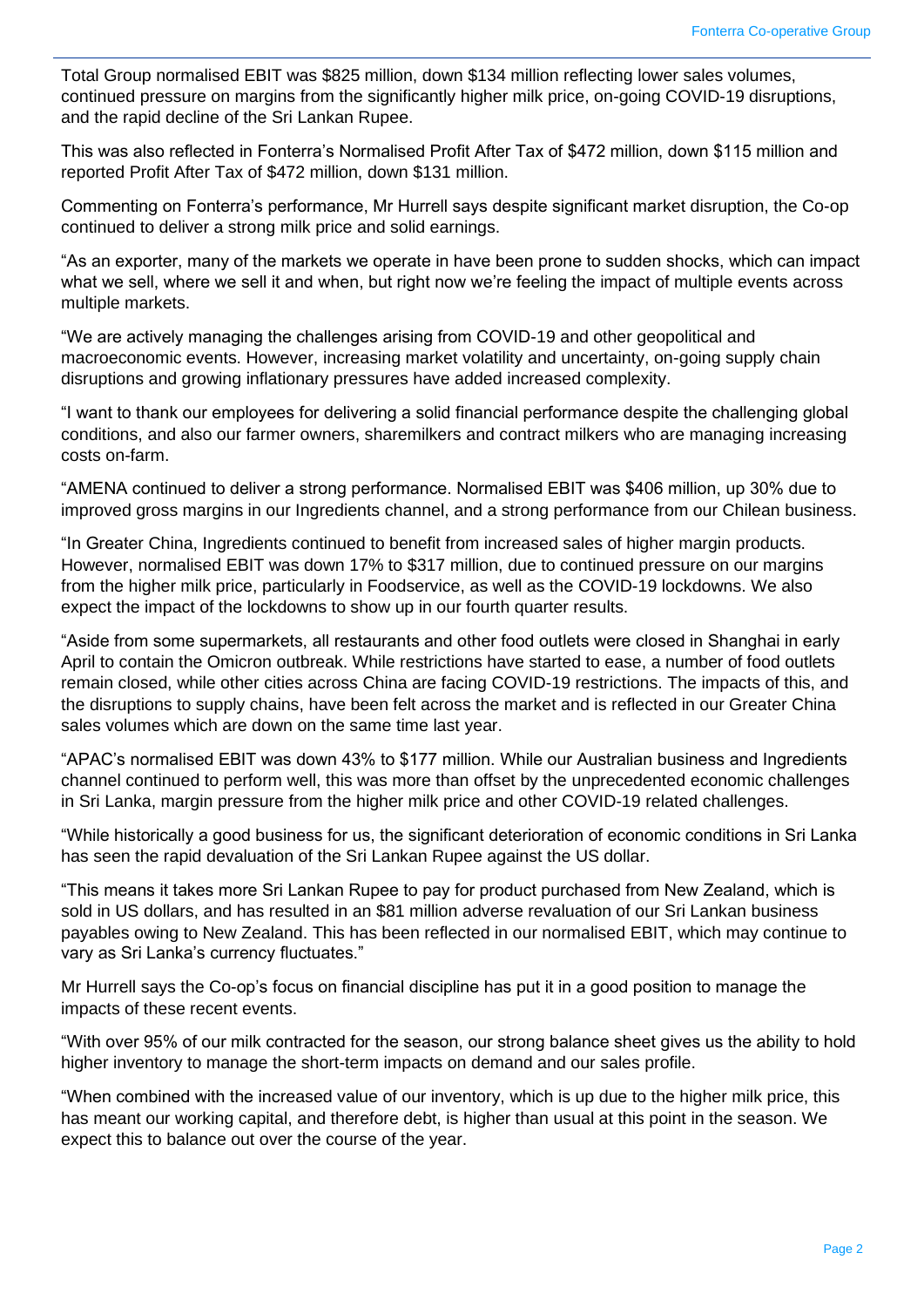Total Group normalised EBIT was $825 million, down $134 million reflecting lower sales volumes, continued pressure on margins from the significantly higher milk price, on-going COVID-19 disruptions, and the rapid decline of the Sri Lankan Rupee.

This was also reflected in Fonterra's Normalised Profit After Tax of $472 million, down $115 million and reported Profit After Tax of $472 million, down $131 million.

Commenting on Fonterra's performance, Mr Hurrell says despite significant market disruption, the Co-op continued to deliver a strong milk price and solid earnings.

"As an exporter, many of the markets we operate in have been prone to sudden shocks, which can impact what we sell, where we sell it and when, but right now we're feeling the impact of multiple events across multiple markets.

"We are actively managing the challenges arising from COVID-19 and other geopolitical and macroeconomic events. However, increasing market volatility and uncertainty, on-going supply chain disruptions and growing inflationary pressures have added increased complexity.

"I want to thank our employees for delivering a solid financial performance despite the challenging global conditions, and also our farmer owners, sharemilkers and contract milkers who are managing increasing costs on-farm.

"AMENA continued to deliver a strong performance. Normalised EBIT was $406 million, up 30% due to improved gross margins in our Ingredients channel, and a strong performance from our Chilean business.

"In Greater China, Ingredients continued to benefit from increased sales of higher margin products. However, normalised EBIT was down 17% to $317 million, due to continued pressure on our margins from the higher milk price, particularly in Foodservice, as well as the COVID-19 lockdowns. We also expect the impact of the lockdowns to show up in our fourth quarter results.

"Aside from some supermarkets, all restaurants and other food outlets were closed in Shanghai in early April to contain the Omicron outbreak. While restrictions have started to ease, a number of food outlets remain closed, while other cities across China are facing COVID-19 restrictions. The impacts of this, and the disruptions to supply chains, have been felt across the market and is reflected in our Greater China sales volumes which are down on the same time last year.

"APAC's normalised EBIT was down 43% to $177 million. While our Australian business and Ingredients channel continued to perform well, this was more than offset by the unprecedented economic challenges in Sri Lanka, margin pressure from the higher milk price and other COVID-19 related challenges.

"While historically a good business for us, the significant deterioration of economic conditions in Sri Lanka has seen the rapid devaluation of the Sri Lankan Rupee against the US dollar.

"This means it takes more Sri Lankan Rupee to pay for product purchased from New Zealand, which is sold in US dollars, and has resulted in an $81 million adverse revaluation of our Sri Lankan business payables owing to New Zealand. This has been reflected in our normalised EBIT, which may continue to vary as Sri Lanka's currency fluctuates."

Mr Hurrell says the Co-op's focus on financial discipline has put it in a good position to manage the impacts of these recent events.

"With over 95% of our milk contracted for the season, our strong balance sheet gives us the ability to hold higher inventory to manage the short-term impacts on demand and our sales profile.

"When combined with the increased value of our inventory, which is up due to the higher milk price, this has meant our working capital, and therefore debt, is higher than usual at this point in the season. We expect this to balance out over the course of the year.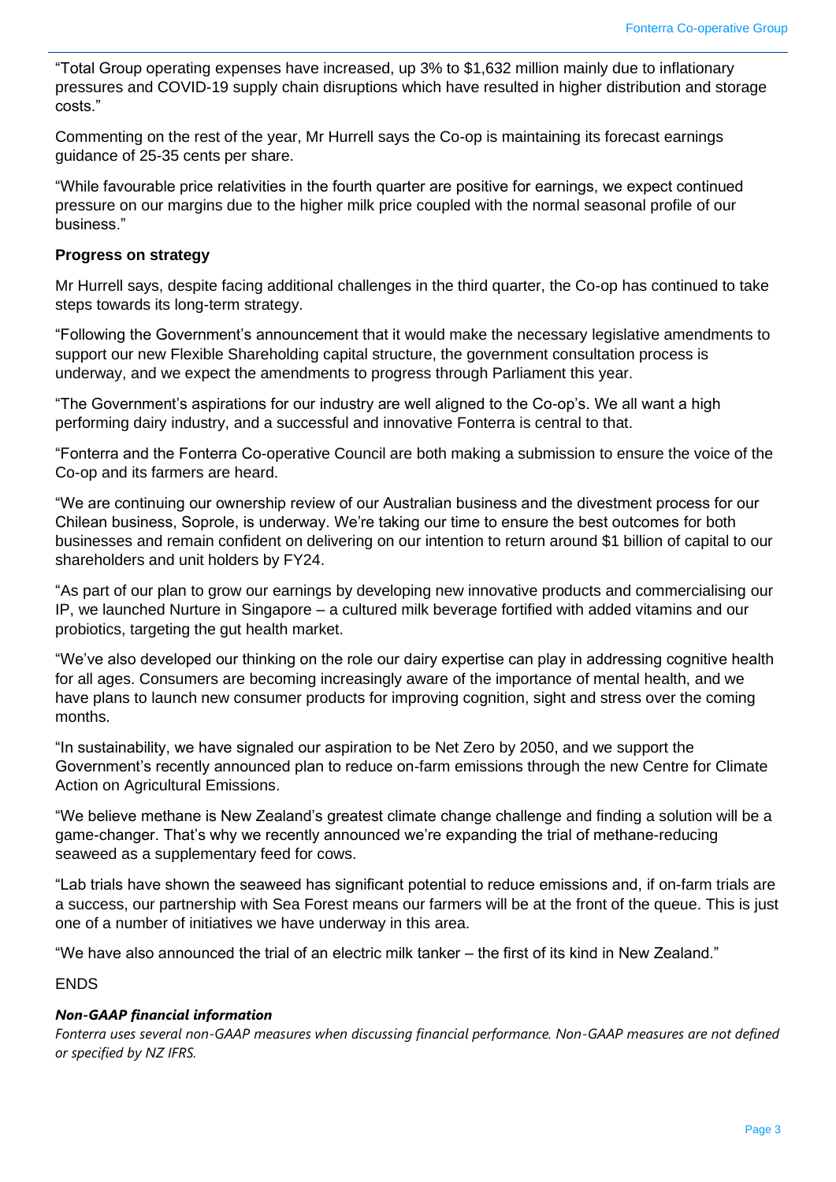"Total Group operating expenses have increased, up 3% to $1,632 million mainly due to inflationary pressures and COVID-19 supply chain disruptions which have resulted in higher distribution and storage costs."

Commenting on the rest of the year, Mr Hurrell says the Co-op is maintaining its forecast earnings guidance of 25-35 cents per share.

"While favourable price relativities in the fourth quarter are positive for earnings, we expect continued pressure on our margins due to the higher milk price coupled with the normal seasonal profile of our business."

**Progress on strategy**

Mr Hurrell says, despite facing additional challenges in the third quarter, the Co-op has continued to take steps towards its long-term strategy.

"Following the Government's announcement that it would make the necessary legislative amendments to support our new Flexible Shareholding capital structure, the government consultation process is underway, and we expect the amendments to progress through Parliament this year.

"The Government's aspirations for our industry are well aligned to the Co-op's. We all want a high performing dairy industry, and a successful and innovative Fonterra is central to that.

"Fonterra and the Fonterra Co-operative Council are both making a submission to ensure the voice of the Co-op and its farmers are heard.

"We are continuing our ownership review of our Australian business and the divestment process for our Chilean business, Soprole, is underway. We're taking our time to ensure the best outcomes for both businesses and remain confident on delivering on our intention to return around $1 billion of capital to our shareholders and unit holders by FY24.

"As part of our plan to grow our earnings by developing new innovative products and commercialising our IP, we launched Nurture in Singapore – a cultured milk beverage fortified with added vitamins and our probiotics, targeting the gut health market.

"We've also developed our thinking on the role our dairy expertise can play in addressing cognitive health for all ages. Consumers are becoming increasingly aware of the importance of mental health, and we have plans to launch new consumer products for improving cognition, sight and stress over the coming months.

"In sustainability, we have signaled our aspiration to be Net Zero by 2050, and we support the Government's recently announced plan to reduce on-farm emissions through the new Centre for Climate Action on Agricultural Emissions.

"We believe methane is New Zealand's greatest climate change challenge and finding a solution will be a game-changer. That's why we recently announced we're expanding the trial of methane-reducing seaweed as a supplementary feed for cows.

"Lab trials have shown the seaweed has significant potential to reduce emissions and, if on-farm trials are a success, our partnership with Sea Forest means our farmers will be at the front of the queue. This is just one of a number of initiatives we have underway in this area.

"We have also announced the trial of an electric milk tanker – the first of its kind in New Zealand."

ENDS

***Non-GAAP financial information***

*Fonterra uses several non-GAAP measures when discussing financial performance. Non-GAAP measures are not defined or specified by NZ IFRS.*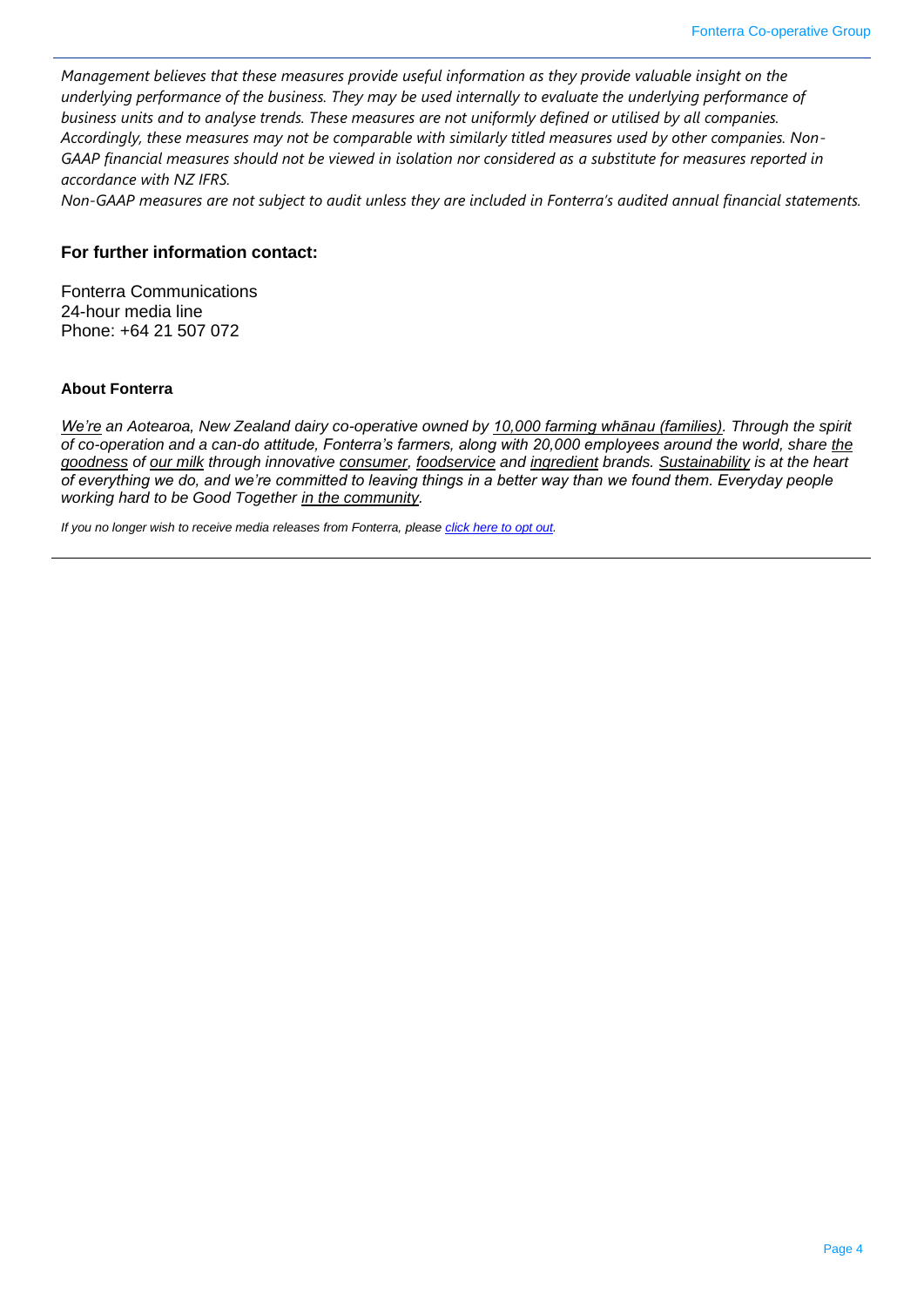*Management believes that these measures provide useful information as they provide valuable insight on the underlying performance of the business. They may be used internally to evaluate the underlying performance of business units and to analyse trends. These measures are not uniformly defined or utilised by all companies. Accordingly, these measures may not be comparable with similarly titled measures used by other companies. Non-GAAP financial measures should not be viewed in isolation nor considered as a substitute for measures reported in accordance with NZ IFRS.*

*Non-GAAP measures are not subject to audit unless they are included in Fonterra's audited annual financial statements.*

### For further information contact:

Fonterra Communications
24-hour media line
Phone: +64 21 507 072

#### About Fonterra

*We're an Aotearoa, New Zealand dairy co-operative owned by 10,000 farming whānau (families). Through the spirit of co-operation and a can-do attitude, Fonterra's farmers, along with 20,000 employees around the world, share the goodness of our milk through innovative consumer, foodservice and ingredient brands. Sustainability is at the heart of everything we do, and we're committed to leaving things in a better way than we found them. Everyday people working hard to be Good Together in the community.*

*If you no longer wish to receive media releases from Fonterra, please click here to opt out.*